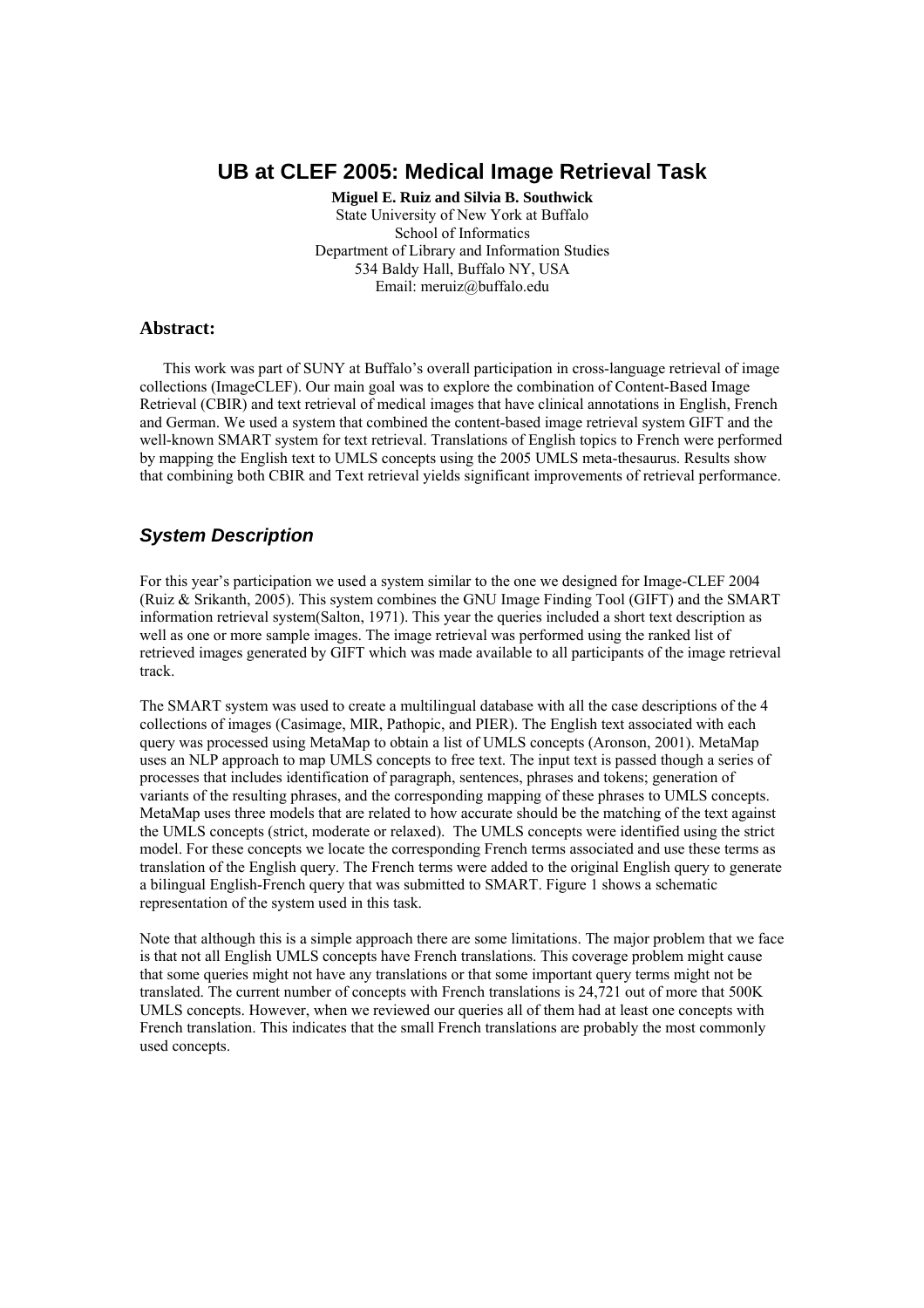# UB at CLEF 2005: Medical Image Retrieval Task

**Miguel E. Ruiz and Silvia B. Southwick**
State University of New York at Buffalo
School of Informatics
Department of Library and Information Studies
534 Baldy Hall, Buffalo NY, USA
Email: meruiz@buffalo.edu

## Abstract:

This work was part of SUNY at Buffalo's overall participation in cross-language retrieval of image collections (ImageCLEF). Our main goal was to explore the combination of Content-Based Image Retrieval (CBIR) and text retrieval of medical images that have clinical annotations in English, French and German. We used a system that combined the content-based image retrieval system GIFT and the well-known SMART system for text retrieval. Translations of English topics to French were performed by mapping the English text to UMLS concepts using the 2005 UMLS meta-thesaurus. Results show that combining both CBIR and Text retrieval yields significant improvements of retrieval performance.

## *System Description*

For this year's participation we used a system similar to the one we designed for Image-CLEF 2004 (Ruiz & Srikanth, 2005). This system combines the GNU Image Finding Tool (GIFT) and the SMART information retrieval system(Salton, 1971). This year the queries included a short text description as well as one or more sample images. The image retrieval was performed using the ranked list of retrieved images generated by GIFT which was made available to all participants of the image retrieval track.

The SMART system was used to create a multilingual database with all the case descriptions of the 4 collections of images (Casimage, MIR, Pathopic, and PIER). The English text associated with each query was processed using MetaMap to obtain a list of UMLS concepts (Aronson, 2001). MetaMap uses an NLP approach to map UMLS concepts to free text. The input text is passed though a series of processes that includes identification of paragraph, sentences, phrases and tokens; generation of variants of the resulting phrases, and the corresponding mapping of these phrases to UMLS concepts. MetaMap uses three models that are related to how accurate should be the matching of the text against the UMLS concepts (strict, moderate or relaxed). The UMLS concepts were identified using the strict model. For these concepts we locate the corresponding French terms associated and use these terms as translation of the English query. The French terms were added to the original English query to generate a bilingual English-French query that was submitted to SMART. Figure 1 shows a schematic representation of the system used in this task.

Note that although this is a simple approach there are some limitations. The major problem that we face is that not all English UMLS concepts have French translations. This coverage problem might cause that some queries might not have any translations or that some important query terms might not be translated. The current number of concepts with French translations is 24,721 out of more that 500K UMLS concepts. However, when we reviewed our queries all of them had at least one concepts with French translation. This indicates that the small French translations are probably the most commonly used concepts.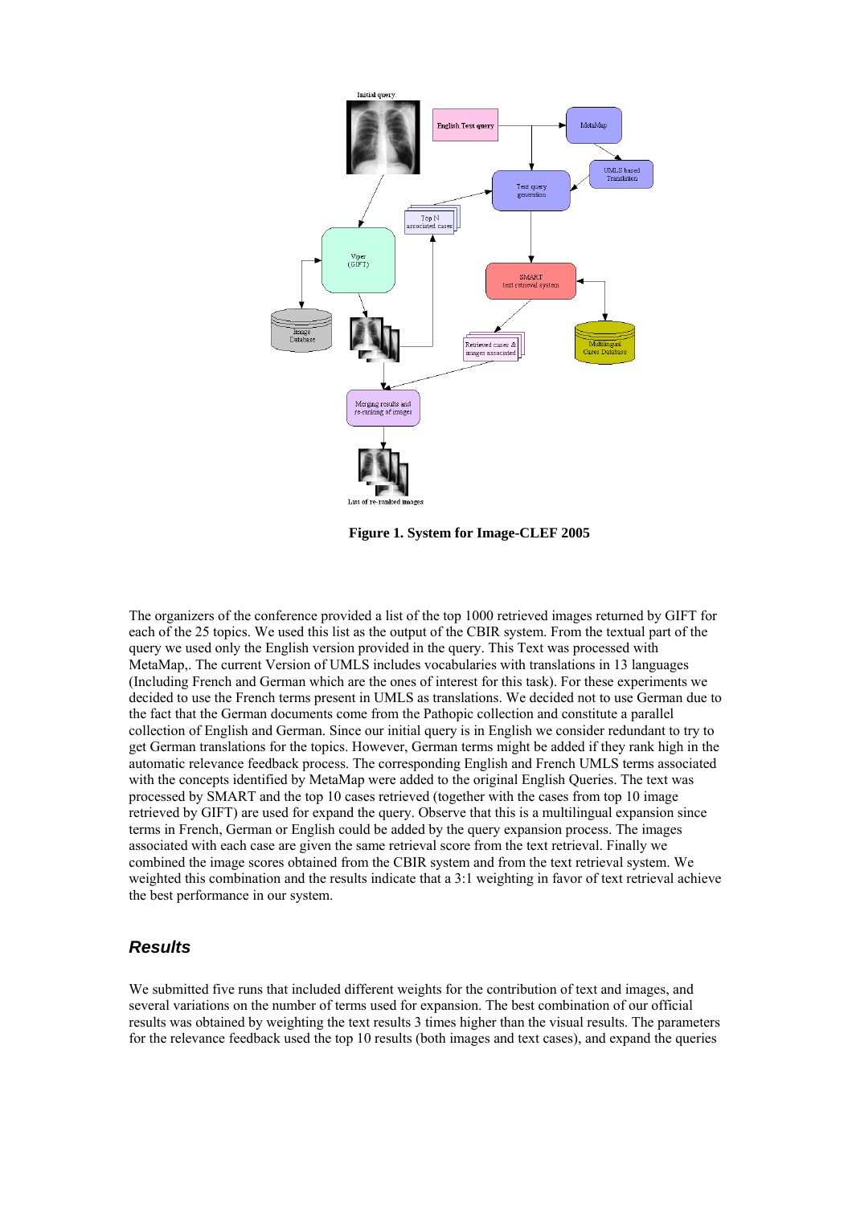**Figure 1. System for Image-CLEF 2005**

The organizers of the conference provided a list of the top 1000 retrieved images returned by GIFT for each of the 25 topics. We used this list as the output of the CBIR system. From the textual part of the query we used only the English version provided in the query. This Text was processed with MetaMap,. The current Version of UMLS includes vocabularies with translations in 13 languages (Including French and German which are the ones of interest for this task). For these experiments we decided to use the French terms present in UMLS as translations. We decided not to use German due to the fact that the German documents come from the Pathopic collection and constitute a parallel collection of English and German. Since our initial query is in English we consider redundant to try to get German translations for the topics. However, German terms might be added if they rank high in the automatic relevance feedback process. The corresponding English and French UMLS terms associated with the concepts identified by MetaMap were added to the original English Queries. The text was processed by SMART and the top 10 cases retrieved (together with the cases from top 10 image retrieved by GIFT) are used for expand the query. Observe that this is a multilingual expansion since terms in French, German or English could be added by the query expansion process. The images associated with each case are given the same retrieval score from the text retrieval. Finally we combined the image scores obtained from the CBIR system and from the text retrieval system. We weighted this combination and the results indicate that a 3:1 weighting in favor of text retrieval achieve the best performance in our system.

## *Results*

We submitted five runs that included different weights for the contribution of text and images, and several variations on the number of terms used for expansion. The best combination of our official results was obtained by weighting the text results 3 times higher than the visual results. The parameters for the relevance feedback used the top 10 results (both images and text cases), and expand the queries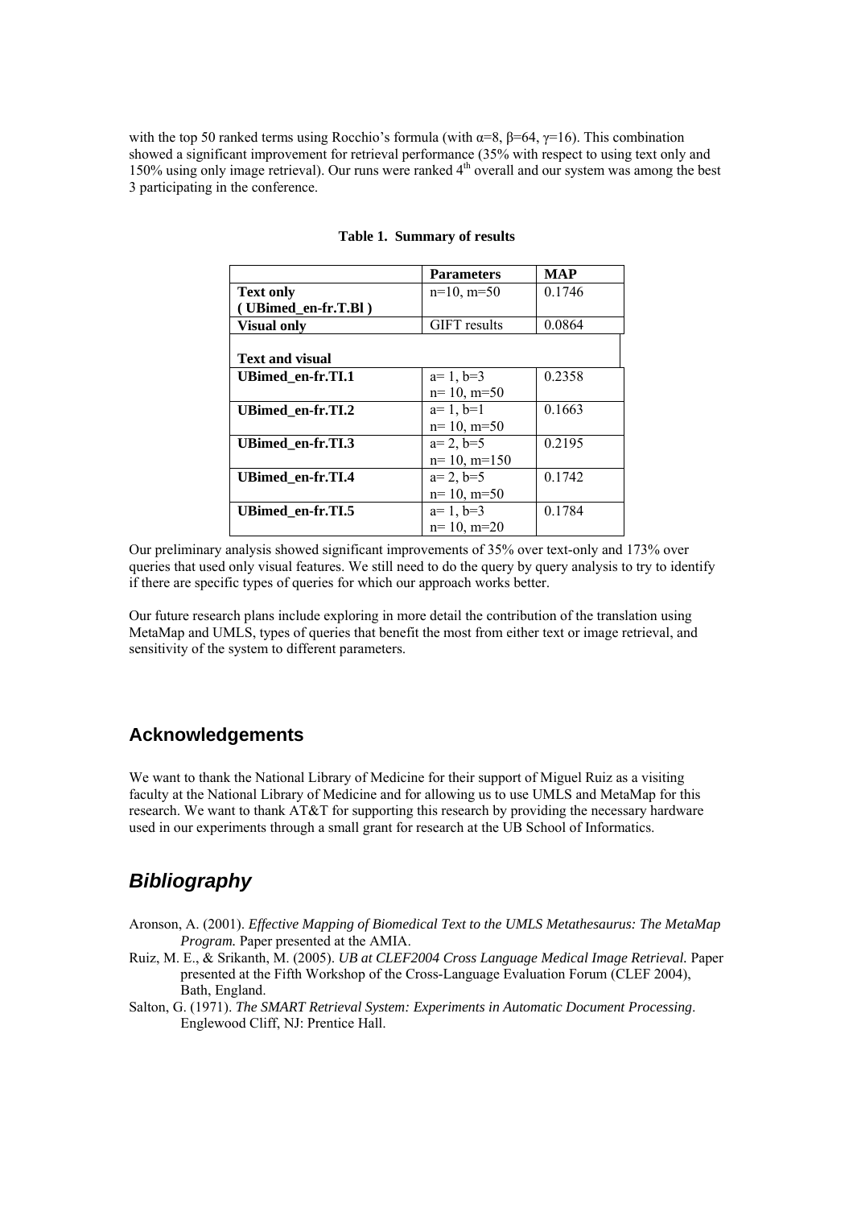with the top 50 ranked terms using Rocchio's formula (with $\alpha$=8, $\beta$=64, $\gamma$=16). This combination showed a significant improvement for retrieval performance (35% with respect to using text only and 150% using only image retrieval). Our runs were ranked 4th overall and our system was among the best 3 participating in the conference.

**Table 1. Summary of results**

| | Parameters | MAP |
|---|---|---|
| **Text only ( UBimed_en-fr.T.Bl )** | n=10, m=50 | 0.1746 |
| **Visual only** | GIFT results | 0.0864 |
| **Text and visual** | | |
| **UBimed_en-fr.TI.1** | a= 1, b=3 n= 10, m=50 | 0.2358 |
| **UBimed_en-fr.TI.2** | a= 1, b=1 n= 10, m=50 | 0.1663 |
| **UBimed_en-fr.TI.3** | a= 2, b=5 n= 10, m=150 | 0.2195 |
| **UBimed_en-fr.TI.4** | a= 2, b=5 n= 10, m=50 | 0.1742 |
| **UBimed_en-fr.TI.5** | a= 1, b=3 n= 10, m=20 | 0.1784 |

Our preliminary analysis showed significant improvements of 35% over text-only and 173% over queries that used only visual features. We still need to do the query by query analysis to try to identify if there are specific types of queries for which our approach works better.

Our future research plans include exploring in more detail the contribution of the translation using MetaMap and UMLS, types of queries that benefit the most from either text or image retrieval, and sensitivity of the system to different parameters.

## Acknowledgements

We want to thank the National Library of Medicine for their support of Miguel Ruiz as a visiting faculty at the National Library of Medicine and for allowing us to use UMLS and MetaMap for this research. We want to thank AT&T for supporting this research by providing the necessary hardware used in our experiments through a small grant for research at the UB School of Informatics.

## *Bibliography*

Aronson, A. (2001). *Effective Mapping of Biomedical Text to the UMLS Metathesaurus: The MetaMap Program.* Paper presented at the AMIA.

Ruiz, M. E., & Srikanth, M. (2005). *UB at CLEF2004 Cross Language Medical Image Retrieval.* Paper presented at the Fifth Workshop of the Cross-Language Evaluation Forum (CLEF 2004), Bath, England.

Salton, G. (1971). *The SMART Retrieval System: Experiments in Automatic Document Processing*. Englewood Cliff, NJ: Prentice Hall.